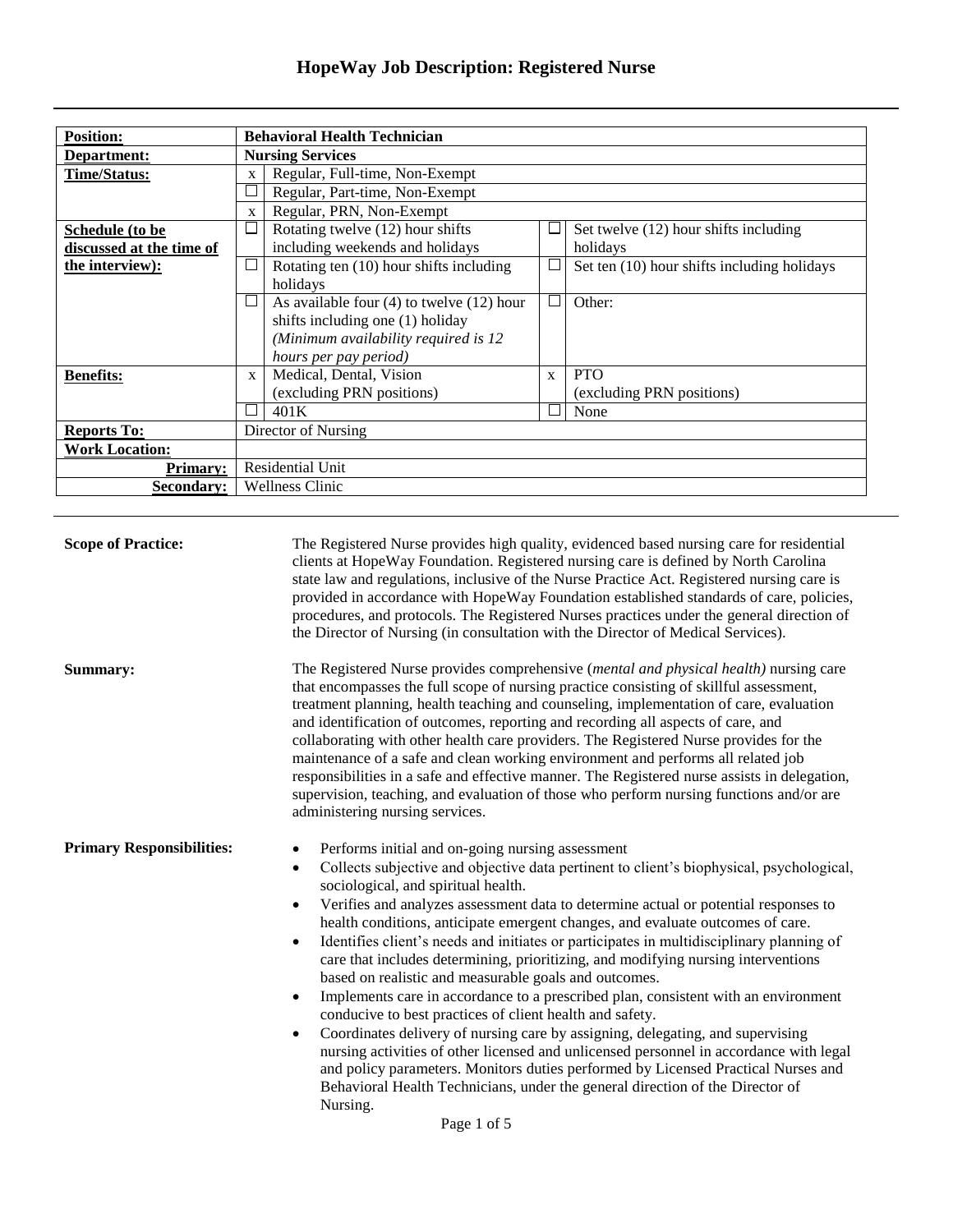# HopeWay Job Description: Registered Nurse

| **Position:** | **Behavioral Health Technician** | | |
|---|---|---|---|
| **Department:** | **Nursing Services** | | |
| **Time/Status:** | x Regular, Full-time, Non-Exempt | | |
| | ☐ Regular, Part-time, Non-Exempt | | |
| | x Regular, PRN, Non-Exempt | | |
| **Schedule (to be discussed at the time of the interview):** | ☐ Rotating twelve (12) hour shifts including weekends and holidays | ☐ Set twelve (12) hour shifts including holidays | |
| | ☐ Rotating ten (10) hour shifts including holidays | ☐ Set ten (10) hour shifts including holidays | |
| | ☐ As available four (4) to twelve (12) hour shifts including one (1) holiday *(Minimum availability required is 12 hours per pay period)* | ☐ Other: | |
| **Benefits:** | x Medical, Dental, Vision (excluding PRN positions) | x PTO (excluding PRN positions) | |
| | ☐ 401K | ☐ None | |
| **Reports To:** | Director of Nursing | | |
| **Work Location:** | | | |
| **Primary:** | Residential Unit | | |
| **Secondary:** | Wellness Clinic | | |

**Scope of Practice:**

The Registered Nurse provides high quality, evidenced based nursing care for residential clients at HopeWay Foundation. Registered nursing care is defined by North Carolina state law and regulations, inclusive of the Nurse Practice Act. Registered nursing care is provided in accordance with HopeWay Foundation established standards of care, policies, procedures, and protocols. The Registered Nurses practices under the general direction of the Director of Nursing (in consultation with the Director of Medical Services).

**Summary:**

The Registered Nurse provides comprehensive (*mental and physical health)* nursing care that encompasses the full scope of nursing practice consisting of skillful assessment, treatment planning, health teaching and counseling, implementation of care, evaluation and identification of outcomes, reporting and recording all aspects of care, and collaborating with other health care providers. The Registered Nurse provides for the maintenance of a safe and clean working environment and performs all related job responsibilities in a safe and effective manner. The Registered nurse assists in delegation, supervision, teaching, and evaluation of those who perform nursing functions and/or are administering nursing services.

**Primary Responsibilities:**

- Performs initial and on-going nursing assessment
- Collects subjective and objective data pertinent to client's biophysical, psychological, sociological, and spiritual health.
- Verifies and analyzes assessment data to determine actual or potential responses to health conditions, anticipate emergent changes, and evaluate outcomes of care.
- Identifies client's needs and initiates or participates in multidisciplinary planning of care that includes determining, prioritizing, and modifying nursing interventions based on realistic and measurable goals and outcomes.
- Implements care in accordance to a prescribed plan, consistent with an environment conducive to best practices of client health and safety.
- Coordinates delivery of nursing care by assigning, delegating, and supervising nursing activities of other licensed and unlicensed personnel in accordance with legal and policy parameters. Monitors duties performed by Licensed Practical Nurses and Behavioral Health Technicians, under the general direction of the Director of Nursing.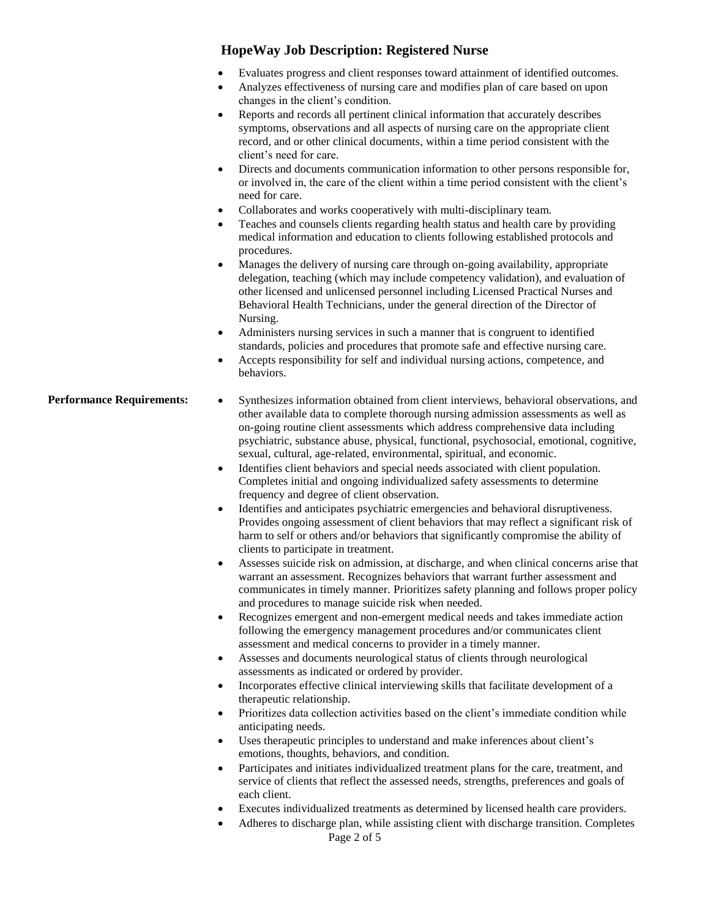## HopeWay Job Description: Registered Nurse

- Evaluates progress and client responses toward attainment of identified outcomes.
- Analyzes effectiveness of nursing care and modifies plan of care based on upon changes in the client's condition.
- Reports and records all pertinent clinical information that accurately describes symptoms, observations and all aspects of nursing care on the appropriate client record, and or other clinical documents, within a time period consistent with the client's need for care.
- Directs and documents communication information to other persons responsible for, or involved in, the care of the client within a time period consistent with the client's need for care.
- Collaborates and works cooperatively with multi-disciplinary team.
- Teaches and counsels clients regarding health status and health care by providing medical information and education to clients following established protocols and procedures.
- Manages the delivery of nursing care through on-going availability, appropriate delegation, teaching (which may include competency validation), and evaluation of other licensed and unlicensed personnel including Licensed Practical Nurses and Behavioral Health Technicians, under the general direction of the Director of Nursing.
- Administers nursing services in such a manner that is congruent to identified standards, policies and procedures that promote safe and effective nursing care.
- Accepts responsibility for self and individual nursing actions, competence, and behaviors.

**Performance Requirements:**

- Synthesizes information obtained from client interviews, behavioral observations, and other available data to complete thorough nursing admission assessments as well as on-going routine client assessments which address comprehensive data including psychiatric, substance abuse, physical, functional, psychosocial, emotional, cognitive, sexual, cultural, age-related, environmental, spiritual, and economic.
- Identifies client behaviors and special needs associated with client population. Completes initial and ongoing individualized safety assessments to determine frequency and degree of client observation.
- Identifies and anticipates psychiatric emergencies and behavioral disruptiveness. Provides ongoing assessment of client behaviors that may reflect a significant risk of harm to self or others and/or behaviors that significantly compromise the ability of clients to participate in treatment.
- Assesses suicide risk on admission, at discharge, and when clinical concerns arise that warrant an assessment. Recognizes behaviors that warrant further assessment and communicates in timely manner. Prioritizes safety planning and follows proper policy and procedures to manage suicide risk when needed.
- Recognizes emergent and non-emergent medical needs and takes immediate action following the emergency management procedures and/or communicates client assessment and medical concerns to provider in a timely manner.
- Assesses and documents neurological status of clients through neurological assessments as indicated or ordered by provider.
- Incorporates effective clinical interviewing skills that facilitate development of a therapeutic relationship.
- Prioritizes data collection activities based on the client's immediate condition while anticipating needs.
- Uses therapeutic principles to understand and make inferences about client's emotions, thoughts, behaviors, and condition.
- Participates and initiates individualized treatment plans for the care, treatment, and service of clients that reflect the assessed needs, strengths, preferences and goals of each client.
- Executes individualized treatments as determined by licensed health care providers.
- Adheres to discharge plan, while assisting client with discharge transition. Completes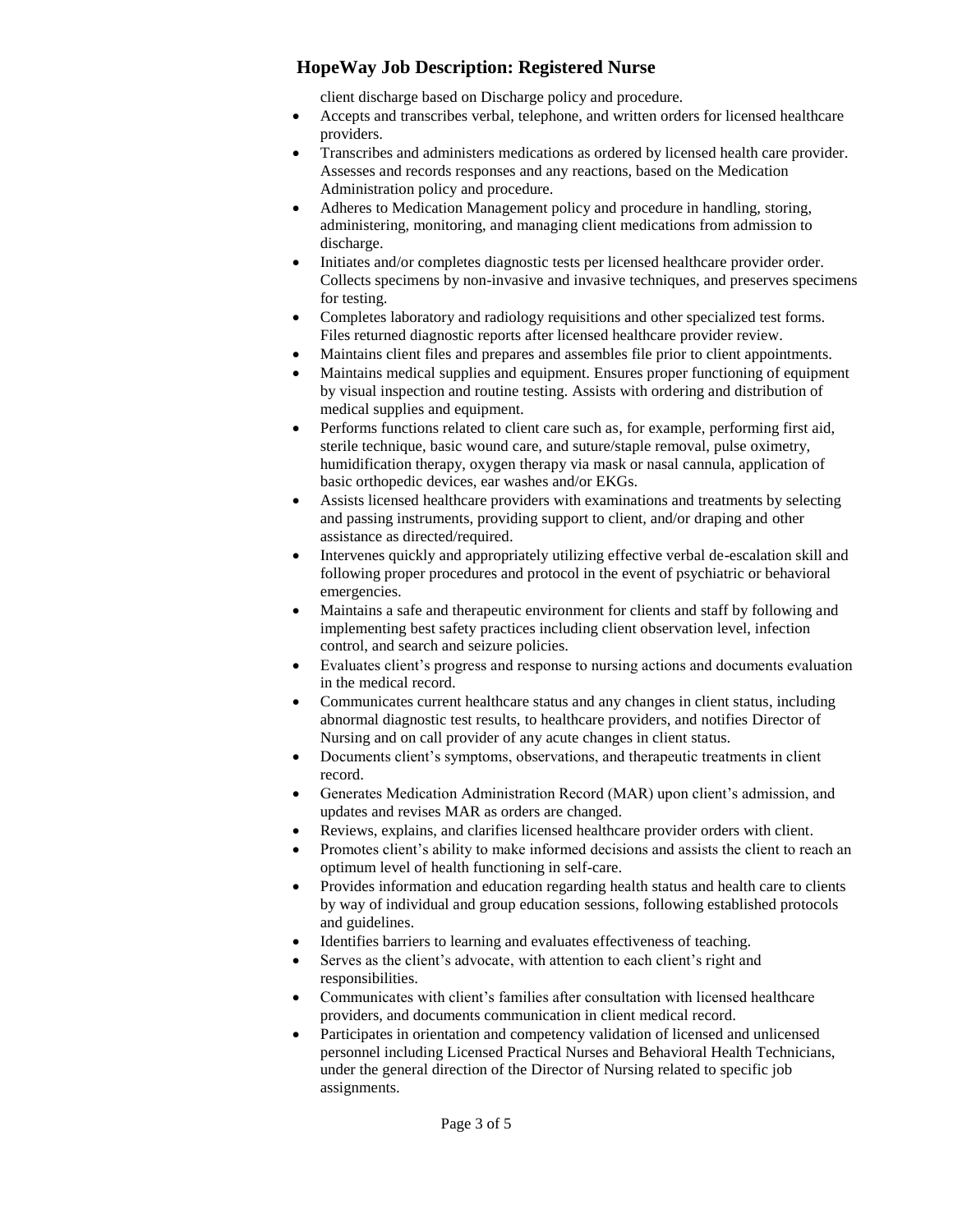client discharge based on Discharge policy and procedure.

- Accepts and transcribes verbal, telephone, and written orders for licensed healthcare providers.
- Transcribes and administers medications as ordered by licensed health care provider. Assesses and records responses and any reactions, based on the Medication Administration policy and procedure.
- Adheres to Medication Management policy and procedure in handling, storing, administering, monitoring, and managing client medications from admission to discharge.
- Initiates and/or completes diagnostic tests per licensed healthcare provider order. Collects specimens by non-invasive and invasive techniques, and preserves specimens for testing.
- Completes laboratory and radiology requisitions and other specialized test forms. Files returned diagnostic reports after licensed healthcare provider review.
- Maintains client files and prepares and assembles file prior to client appointments.
- Maintains medical supplies and equipment. Ensures proper functioning of equipment by visual inspection and routine testing. Assists with ordering and distribution of medical supplies and equipment.
- Performs functions related to client care such as, for example, performing first aid, sterile technique, basic wound care, and suture/staple removal, pulse oximetry, humidification therapy, oxygen therapy via mask or nasal cannula, application of basic orthopedic devices, ear washes and/or EKGs.
- Assists licensed healthcare providers with examinations and treatments by selecting and passing instruments, providing support to client, and/or draping and other assistance as directed/required.
- Intervenes quickly and appropriately utilizing effective verbal de-escalation skill and following proper procedures and protocol in the event of psychiatric or behavioral emergencies.
- Maintains a safe and therapeutic environment for clients and staff by following and implementing best safety practices including client observation level, infection control, and search and seizure policies.
- Evaluates client's progress and response to nursing actions and documents evaluation in the medical record.
- Communicates current healthcare status and any changes in client status, including abnormal diagnostic test results, to healthcare providers, and notifies Director of Nursing and on call provider of any acute changes in client status.
- Documents client's symptoms, observations, and therapeutic treatments in client record.
- Generates Medication Administration Record (MAR) upon client's admission, and updates and revises MAR as orders are changed.
- Reviews, explains, and clarifies licensed healthcare provider orders with client.
- Promotes client's ability to make informed decisions and assists the client to reach an optimum level of health functioning in self-care.
- Provides information and education regarding health status and health care to clients by way of individual and group education sessions, following established protocols and guidelines.
- Identifies barriers to learning and evaluates effectiveness of teaching.
- Serves as the client's advocate, with attention to each client's right and responsibilities.
- Communicates with client's families after consultation with licensed healthcare providers, and documents communication in client medical record.
- Participates in orientation and competency validation of licensed and unlicensed personnel including Licensed Practical Nurses and Behavioral Health Technicians, under the general direction of the Director of Nursing related to specific job assignments.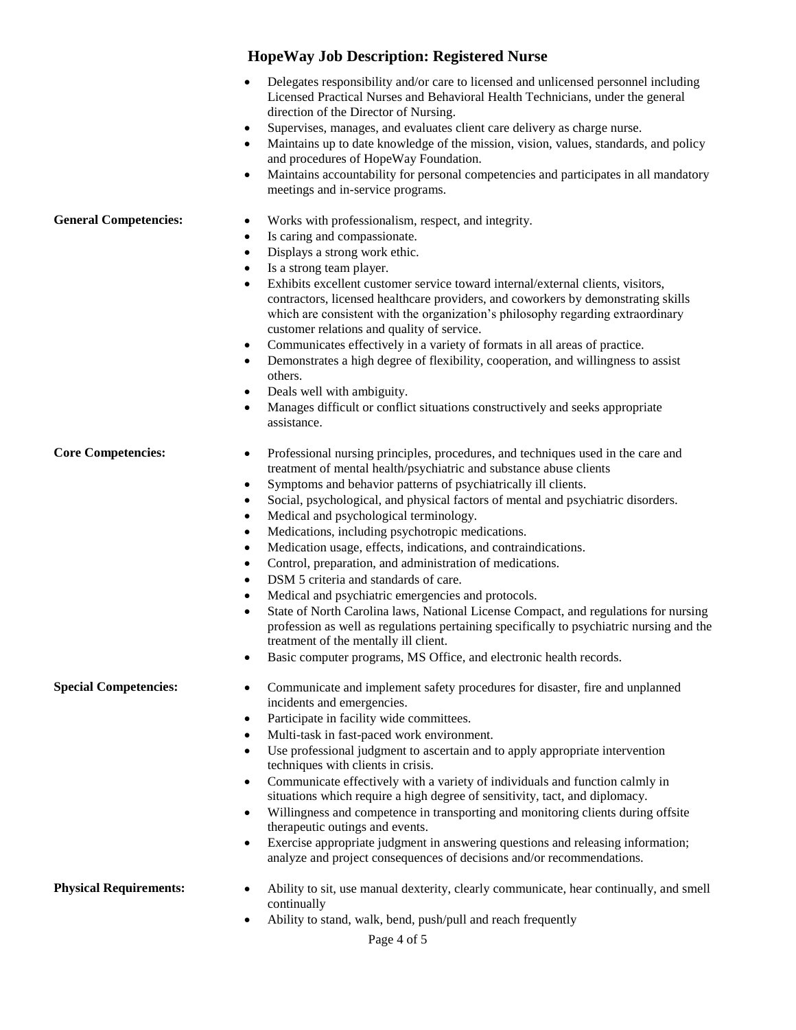# HopeWay Job Description: Registered Nurse

- Delegates responsibility and/or care to licensed and unlicensed personnel including Licensed Practical Nurses and Behavioral Health Technicians, under the general direction of the Director of Nursing.
- Supervises, manages, and evaluates client care delivery as charge nurse.
- Maintains up to date knowledge of the mission, vision, values, standards, and policy and procedures of HopeWay Foundation.
- Maintains accountability for personal competencies and participates in all mandatory meetings and in-service programs.

**General Competencies:**

- Works with professionalism, respect, and integrity.
- Is caring and compassionate.
- Displays a strong work ethic.
- Is a strong team player.
- Exhibits excellent customer service toward internal/external clients, visitors, contractors, licensed healthcare providers, and coworkers by demonstrating skills which are consistent with the organization's philosophy regarding extraordinary customer relations and quality of service.
- Communicates effectively in a variety of formats in all areas of practice.
- Demonstrates a high degree of flexibility, cooperation, and willingness to assist others.
- Deals well with ambiguity.
- Manages difficult or conflict situations constructively and seeks appropriate assistance.

**Core Competencies:**

- Professional nursing principles, procedures, and techniques used in the care and treatment of mental health/psychiatric and substance abuse clients
- Symptoms and behavior patterns of psychiatrically ill clients.
- Social, psychological, and physical factors of mental and psychiatric disorders.
- Medical and psychological terminology.
- Medications, including psychotropic medications.
- Medication usage, effects, indications, and contraindications.
- Control, preparation, and administration of medications.
- DSM 5 criteria and standards of care.
- Medical and psychiatric emergencies and protocols.
- State of North Carolina laws, National License Compact, and regulations for nursing profession as well as regulations pertaining specifically to psychiatric nursing and the treatment of the mentally ill client.
- Basic computer programs, MS Office, and electronic health records.

**Special Competencies:**

- Communicate and implement safety procedures for disaster, fire and unplanned incidents and emergencies.
- Participate in facility wide committees.
- Multi-task in fast-paced work environment.
- Use professional judgment to ascertain and to apply appropriate intervention techniques with clients in crisis.
- Communicate effectively with a variety of individuals and function calmly in situations which require a high degree of sensitivity, tact, and diplomacy.
- Willingness and competence in transporting and monitoring clients during offsite therapeutic outings and events.
- Exercise appropriate judgment in answering questions and releasing information; analyze and project consequences of decisions and/or recommendations.

**Physical Requirements:**

- Ability to sit, use manual dexterity, clearly communicate, hear continually, and smell continually
- Ability to stand, walk, bend, push/pull and reach frequently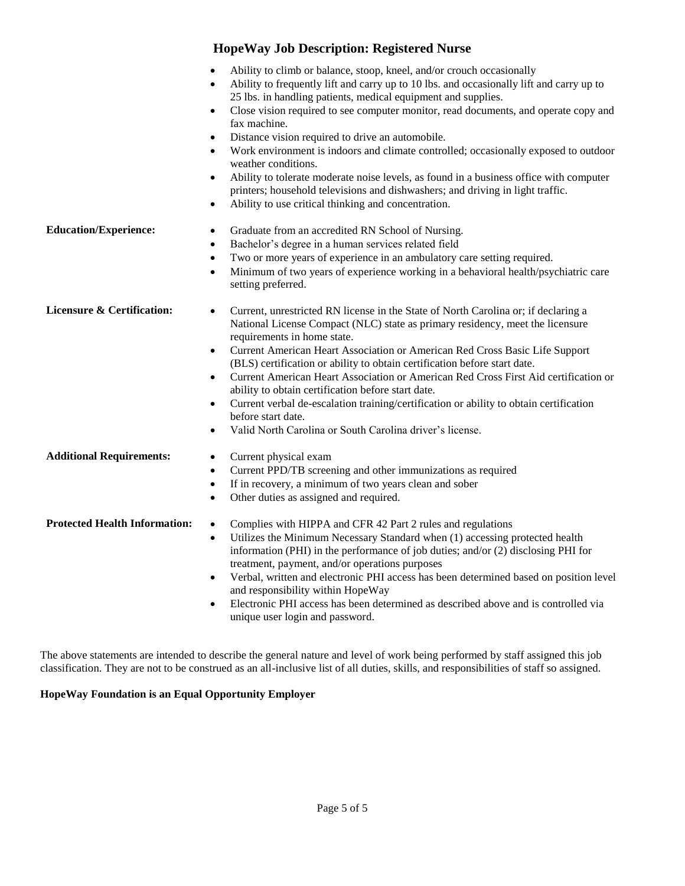- Ability to climb or balance, stoop, kneel, and/or crouch occasionally
- Ability to frequently lift and carry up to 10 lbs. and occasionally lift and carry up to 25 lbs. in handling patients, medical equipment and supplies.
- Close vision required to see computer monitor, read documents, and operate copy and fax machine.
- Distance vision required to drive an automobile.
- Work environment is indoors and climate controlled; occasionally exposed to outdoor weather conditions.
- Ability to tolerate moderate noise levels, as found in a business office with computer printers; household televisions and dishwashers; and driving in light traffic.
- Ability to use critical thinking and concentration.

**Education/Experience:**

- Graduate from an accredited RN School of Nursing.
- Bachelor's degree in a human services related field
- Two or more years of experience in an ambulatory care setting required.
- Minimum of two years of experience working in a behavioral health/psychiatric care setting preferred.

**Licensure & Certification:**

- Current, unrestricted RN license in the State of North Carolina or; if declaring a National License Compact (NLC) state as primary residency, meet the licensure requirements in home state.
- Current American Heart Association or American Red Cross Basic Life Support (BLS) certification or ability to obtain certification before start date.
- Current American Heart Association or American Red Cross First Aid certification or ability to obtain certification before start date.
- Current verbal de-escalation training/certification or ability to obtain certification before start date.
- Valid North Carolina or South Carolina driver's license.

**Additional Requirements:**

- Current physical exam
- Current PPD/TB screening and other immunizations as required
- If in recovery, a minimum of two years clean and sober
- Other duties as assigned and required.

**Protected Health Information:**

- Complies with HIPPA and CFR 42 Part 2 rules and regulations
- Utilizes the Minimum Necessary Standard when (1) accessing protected health information (PHI) in the performance of job duties; and/or (2) disclosing PHI for treatment, payment, and/or operations purposes
- Verbal, written and electronic PHI access has been determined based on position level and responsibility within HopeWay
- Electronic PHI access has been determined as described above and is controlled via unique user login and password.

The above statements are intended to describe the general nature and level of work being performed by staff assigned this job classification. They are not to be construed as an all-inclusive list of all duties, skills, and responsibilities of staff so assigned.

**HopeWay Foundation is an Equal Opportunity Employer**